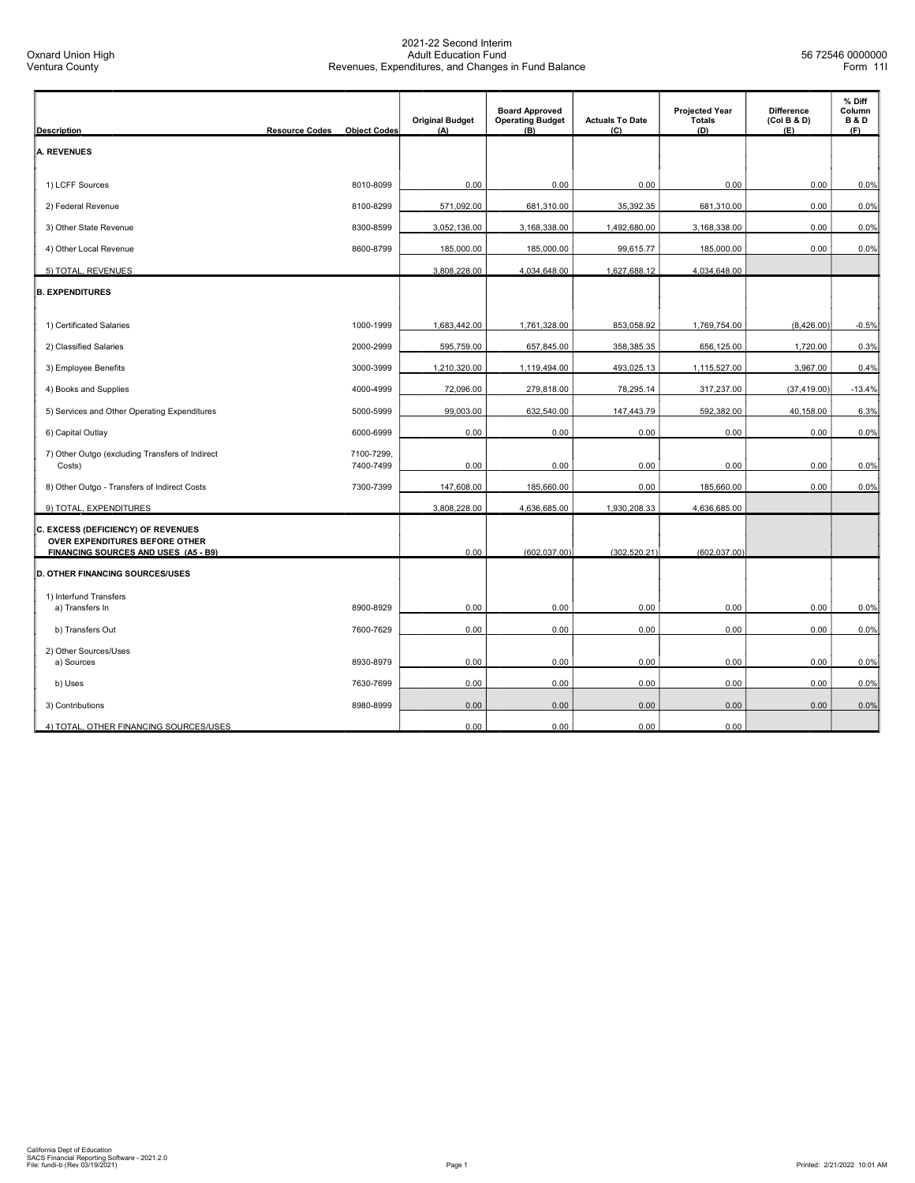Oxnard Union High
Ventura County

# 2021-22 Second Interim
## Adult Education Fund
## Revenues, Expenditures, and Changes in Fund Balance

56 72546 0000000
Form 11I

| Description | Resource Codes | Object Codes | Original Budget (A) | Board Approved Operating Budget (B) | Actuals To Date (C) | Projected Year Totals (D) | Difference (Col B & D) (E) | % Diff Column B & D (F) |
|---|---|---|---|---|---|---|---|---|
| **A. REVENUES** | | | | | | | | |
| 1) LCFF Sources | | 8010-8099 | 0.00 | 0.00 | 0.00 | 0.00 | 0.00 | 0.0% |
| 2) Federal Revenue | | 8100-8299 | 571,092.00 | 681,310.00 | 35,392.35 | 681,310.00 | 0.00 | 0.0% |
| 3) Other State Revenue | | 8300-8599 | 3,052,136.00 | 3,168,338.00 | 1,492,680.00 | 3,168,338.00 | 0.00 | 0.0% |
| 4) Other Local Revenue | | 8600-8799 | 185,000.00 | 185,000.00 | 99,615.77 | 185,000.00 | 0.00 | 0.0% |
| 5) TOTAL, REVENUES | | | 3,808,228.00 | 4,034,648.00 | 1,627,688.12 | 4,034,648.00 | | |
| **B. EXPENDITURES** | | | | | | | | |
| 1) Certificated Salaries | | 1000-1999 | 1,683,442.00 | 1,761,328.00 | 853,058.92 | 1,769,754.00 | (8,426.00) | -0.5% |
| 2) Classified Salaries | | 2000-2999 | 595,759.00 | 657,845.00 | 358,385.35 | 656,125.00 | 1,720.00 | 0.3% |
| 3) Employee Benefits | | 3000-3999 | 1,210,320.00 | 1,119,494.00 | 493,025.13 | 1,115,527.00 | 3,967.00 | 0.4% |
| 4) Books and Supplies | | 4000-4999 | 72,096.00 | 279,818.00 | 78,295.14 | 317,237.00 | (37,419.00) | -13.4% |
| 5) Services and Other Operating Expenditures | | 5000-5999 | 99,003.00 | 632,540.00 | 147,443.79 | 592,382.00 | 40,158.00 | 6.3% |
| 6) Capital Outlay | | 6000-6999 | 0.00 | 0.00 | 0.00 | 0.00 | 0.00 | 0.0% |
| 7) Other Outgo (excluding Transfers of Indirect Costs) | | 7100-7299, 7400-7499 | 0.00 | 0.00 | 0.00 | 0.00 | 0.00 | 0.0% |
| 8) Other Outgo - Transfers of Indirect Costs | | 7300-7399 | 147,608.00 | 185,660.00 | 0.00 | 185,660.00 | 0.00 | 0.0% |
| 9) TOTAL, EXPENDITURES | | | 3,808,228.00 | 4,636,685.00 | 1,930,208.33 | 4,636,685.00 | | |
| **C. EXCESS (DEFICIENCY) OF REVENUES OVER EXPENDITURES BEFORE OTHER FINANCING SOURCES AND USES (A5 - B9)** | | | 0.00 | (602,037.00) | (302,520.21) | (602,037.00) | | |
| **D. OTHER FINANCING SOURCES/USES** | | | | | | | | |
| 1) Interfund Transfers<br>a) Transfers In | | 8900-8929 | 0.00 | 0.00 | 0.00 | 0.00 | 0.00 | 0.0% |
| b) Transfers Out | | 7600-7629 | 0.00 | 0.00 | 0.00 | 0.00 | 0.00 | 0.0% |
| 2) Other Sources/Uses<br>a) Sources | | 8930-8979 | 0.00 | 0.00 | 0.00 | 0.00 | 0.00 | 0.0% |
| b) Uses | | 7630-7699 | 0.00 | 0.00 | 0.00 | 0.00 | 0.00 | 0.0% |
| 3) Contributions | | 8980-8999 | 0.00 | 0.00 | 0.00 | 0.00 | 0.00 | 0.0% |
| 4) TOTAL, OTHER FINANCING SOURCES/USES | | | 0.00 | 0.00 | 0.00 | 0.00 | | |

California Dept of Education
SACS Financial Reporting Software - 2021.2.0
File: fundi-b (Rev 03/19/2021)

Printed: 2/21/2022 10:01 AM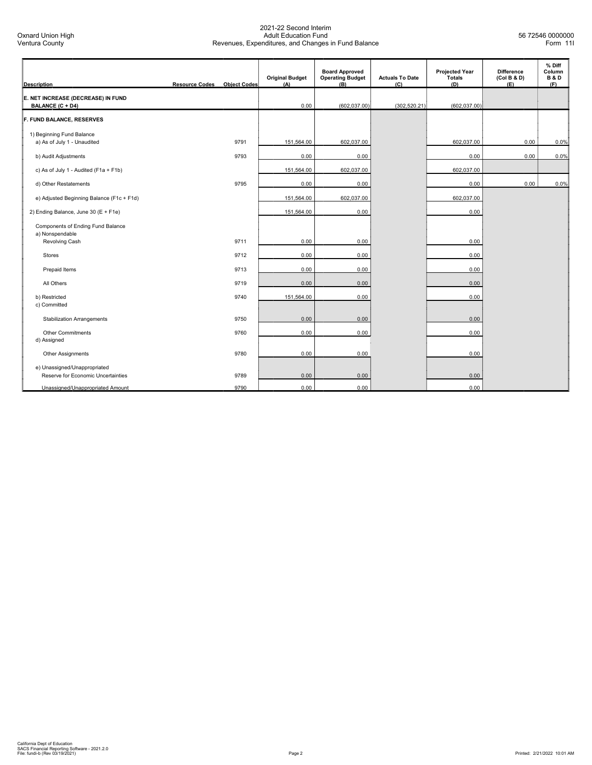Oxnard Union High
Ventura County

# 2021-22 Second Interim
## Adult Education Fund
## Revenues, Expenditures, and Changes in Fund Balance

56 72546 0000000
Form 11I

| Description | Resource Codes | Object Codes | Original Budget (A) | Board Approved Operating Budget (B) | Actuals To Date (C) | Projected Year Totals (D) | Difference (Col B & D) (E) | % Diff Column B & D (F) |
|---|---|---|---|---|---|---|---|---|
| **E. NET INCREASE (DECREASE) IN FUND BALANCE (C + D4)** | | | 0.00 | (602,037.00) | (302,520.21) | (602,037.00) | | |
| **F. FUND BALANCE, RESERVES** | | | | | | | | |
| 1) Beginning Fund Balance | | | | | | | | |
| a) As of July 1 - Unaudited | | 9791 | 151,564.00 | 602,037.00 | | 602,037.00 | 0.00 | 0.0% |
| b) Audit Adjustments | | 9793 | 0.00 | 0.00 | | 0.00 | 0.00 | 0.0% |
| c) As of July 1 - Audited (F1a + F1b) | | | 151,564.00 | 602,037.00 | | 602,037.00 | | |
| d) Other Restatements | | 9795 | 0.00 | 0.00 | | 0.00 | 0.00 | 0.0% |
| e) Adjusted Beginning Balance (F1c + F1d) | | | 151,564.00 | 602,037.00 | | 602,037.00 | | |
| 2) Ending Balance, June 30 (E + F1e) | | | 151,564.00 | 0.00 | | 0.00 | | |
| Components of Ending Fund Balance | | | | | | | | |
| a) Nonspendable | | | | | | | | |
| Revolving Cash | | 9711 | 0.00 | 0.00 | | 0.00 | | |
| Stores | | 9712 | 0.00 | 0.00 | | 0.00 | | |
| Prepaid Items | | 9713 | 0.00 | 0.00 | | 0.00 | | |
| All Others | | 9719 | 0.00 | 0.00 | | 0.00 | | |
| b) Restricted | | 9740 | 151,564.00 | 0.00 | | 0.00 | | |
| c) Committed | | | | | | | | |
| Stabilization Arrangements | | 9750 | 0.00 | 0.00 | | 0.00 | | |
| Other Commitments | | 9760 | 0.00 | 0.00 | | 0.00 | | |
| d) Assigned | | | | | | | | |
| Other Assignments | | 9780 | 0.00 | 0.00 | | 0.00 | | |
| e) Unassigned/Unappropriated | | | | | | | | |
| Reserve for Economic Uncertainties | | 9789 | 0.00 | 0.00 | | 0.00 | | |
| Unassigned/Unappropriated Amount | | 9790 | 0.00 | 0.00 | | 0.00 | | |

California Dept of Education
SACS Financial Reporting Software - 2021.2.0
File: fundi-b (Rev 03/19/2021)

Printed: 2/21/2022 10:01 AM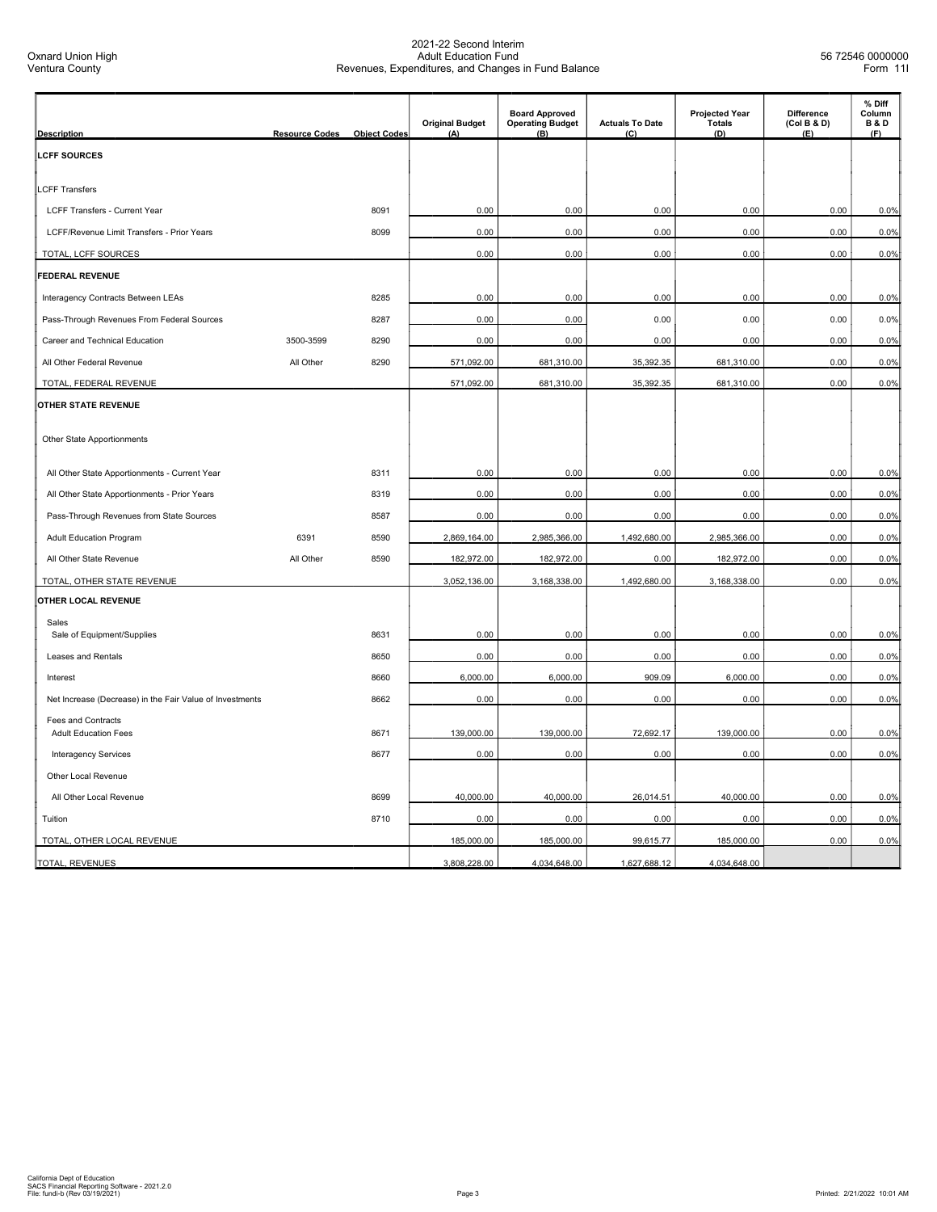Oxnard Union High
Ventura County

2021-22 Second Interim
Adult Education Fund
Revenues, Expenditures, and Changes in Fund Balance

56 72546 0000000
Form 11I

| Description | Resource Codes | Object Codes | Original Budget (A) | Board Approved Operating Budget (B) | Actuals To Date (C) | Projected Year Totals (D) | Difference (Col B & D) (E) | % Diff Column B & D (F) |
|---|---|---|---|---|---|---|---|---|
| **LCFF SOURCES** | | | | | | | | |
| LCFF Transfers | | | | | | | | |
| LCFF Transfers - Current Year | | 8091 | 0.00 | 0.00 | 0.00 | 0.00 | 0.00 | 0.0% |
| LCFF/Revenue Limit Transfers - Prior Years | | 8099 | 0.00 | 0.00 | 0.00 | 0.00 | 0.00 | 0.0% |
| TOTAL, LCFF SOURCES | | | 0.00 | 0.00 | 0.00 | 0.00 | 0.00 | 0.0% |
| **FEDERAL REVENUE** | | | | | | | | |
| Interagency Contracts Between LEAs | | 8285 | 0.00 | 0.00 | 0.00 | 0.00 | 0.00 | 0.0% |
| Pass-Through Revenues From Federal Sources | | 8287 | 0.00 | 0.00 | 0.00 | 0.00 | 0.00 | 0.0% |
| Career and Technical Education | 3500-3599 | 8290 | 0.00 | 0.00 | 0.00 | 0.00 | 0.00 | 0.0% |
| All Other Federal Revenue | All Other | 8290 | 571,092.00 | 681,310.00 | 35,392.35 | 681,310.00 | 0.00 | 0.0% |
| TOTAL, FEDERAL REVENUE | | | 571,092.00 | 681,310.00 | 35,392.35 | 681,310.00 | 0.00 | 0.0% |
| **OTHER STATE REVENUE** | | | | | | | | |
| Other State Apportionments | | | | | | | | |
| All Other State Apportionments - Current Year | | 8311 | 0.00 | 0.00 | 0.00 | 0.00 | 0.00 | 0.0% |
| All Other State Apportionments - Prior Years | | 8319 | 0.00 | 0.00 | 0.00 | 0.00 | 0.00 | 0.0% |
| Pass-Through Revenues from State Sources | | 8587 | 0.00 | 0.00 | 0.00 | 0.00 | 0.00 | 0.0% |
| Adult Education Program | 6391 | 8590 | 2,869,164.00 | 2,985,366.00 | 1,492,680.00 | 2,985,366.00 | 0.00 | 0.0% |
| All Other State Revenue | All Other | 8590 | 182,972.00 | 182,972.00 | 0.00 | 182,972.00 | 0.00 | 0.0% |
| TOTAL, OTHER STATE REVENUE | | | 3,052,136.00 | 3,168,338.00 | 1,492,680.00 | 3,168,338.00 | 0.00 | 0.0% |
| **OTHER LOCAL REVENUE** | | | | | | | | |
| Sales | | | | | | | | |
| Sale of Equipment/Supplies | | 8631 | 0.00 | 0.00 | 0.00 | 0.00 | 0.00 | 0.0% |
| Leases and Rentals | | 8650 | 0.00 | 0.00 | 0.00 | 0.00 | 0.00 | 0.0% |
| Interest | | 8660 | 6,000.00 | 6,000.00 | 909.09 | 6,000.00 | 0.00 | 0.0% |
| Net Increase (Decrease) in the Fair Value of Investments | | 8662 | 0.00 | 0.00 | 0.00 | 0.00 | 0.00 | 0.0% |
| Fees and Contracts | | | | | | | | |
| Adult Education Fees | | 8671 | 139,000.00 | 139,000.00 | 72,692.17 | 139,000.00 | 0.00 | 0.0% |
| Interagency Services | | 8677 | 0.00 | 0.00 | 0.00 | 0.00 | 0.00 | 0.0% |
| Other Local Revenue | | | | | | | | |
| All Other Local Revenue | | 8699 | 40,000.00 | 40,000.00 | 26,014.51 | 40,000.00 | 0.00 | 0.0% |
| Tuition | | 8710 | 0.00 | 0.00 | 0.00 | 0.00 | 0.00 | 0.0% |
| TOTAL, OTHER LOCAL REVENUE | | | 185,000.00 | 185,000.00 | 99,615.77 | 185,000.00 | 0.00 | 0.0% |
| TOTAL, REVENUES | | | 3,808,228.00 | 4,034,648.00 | 1,627,688.12 | 4,034,648.00 | | |

California Dept of Education
SACS Financial Reporting Software - 2021.2.0
File: fundi-b (Rev 03/19/2021)

Printed: 2/21/2022 10:01 AM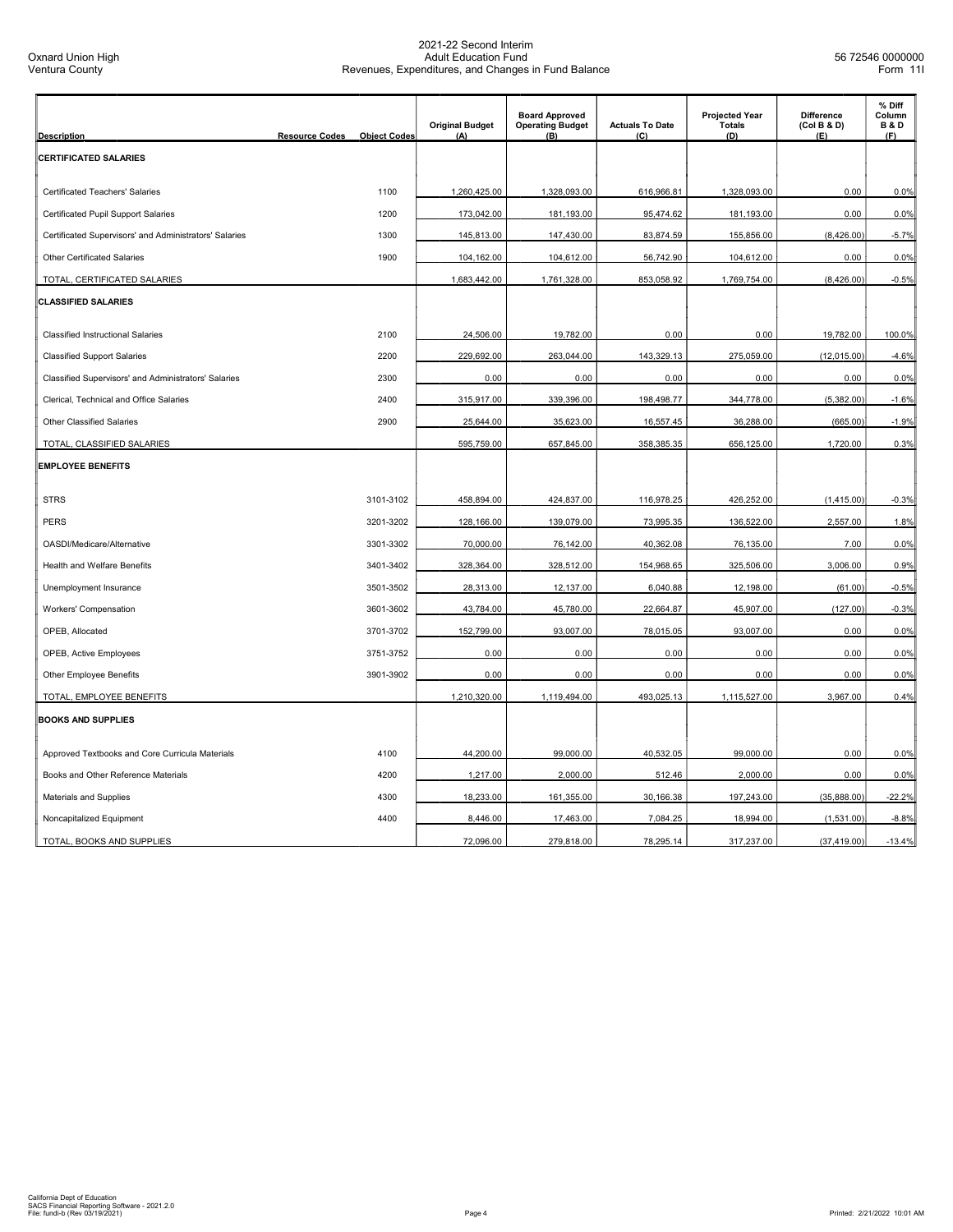Oxnard Union High
Ventura County

2021-22 Second Interim
Adult Education Fund
Revenues, Expenditures, and Changes in Fund Balance

56 72546 0000000
Form 11I

| Description | Resource Codes | Object Codes | Original Budget (A) | Board Approved Operating Budget (B) | Actuals To Date (C) | Projected Year Totals (D) | Difference (Col B & D) (E) | % Diff Column B & D (F) |
|---|---|---|---|---|---|---|---|---|
| **CERTIFICATED SALARIES** | | | | | | | | |
| Certificated Teachers' Salaries | | 1100 | 1,260,425.00 | 1,328,093.00 | 616,966.81 | 1,328,093.00 | 0.00 | 0.0% |
| Certificated Pupil Support Salaries | | 1200 | 173,042.00 | 181,193.00 | 95,474.62 | 181,193.00 | 0.00 | 0.0% |
| Certificated Supervisors' and Administrators' Salaries | | 1300 | 145,813.00 | 147,430.00 | 83,874.59 | 155,856.00 | (8,426.00) | -5.7% |
| Other Certificated Salaries | | 1900 | 104,162.00 | 104,612.00 | 56,742.90 | 104,612.00 | 0.00 | 0.0% |
| TOTAL, CERTIFICATED SALARIES | | | 1,683,442.00 | 1,761,328.00 | 853,058.92 | 1,769,754.00 | (8,426.00) | -0.5% |
| **CLASSIFIED SALARIES** | | | | | | | | |
| Classified Instructional Salaries | | 2100 | 24,506.00 | 19,782.00 | 0.00 | 0.00 | 19,782.00 | 100.0% |
| Classified Support Salaries | | 2200 | 229,692.00 | 263,044.00 | 143,329.13 | 275,059.00 | (12,015.00) | -4.6% |
| Classified Supervisors' and Administrators' Salaries | | 2300 | 0.00 | 0.00 | 0.00 | 0.00 | 0.00 | 0.0% |
| Clerical, Technical and Office Salaries | | 2400 | 315,917.00 | 339,396.00 | 198,498.77 | 344,778.00 | (5,382.00) | -1.6% |
| Other Classified Salaries | | 2900 | 25,644.00 | 35,623.00 | 16,557.45 | 36,288.00 | (665.00) | -1.9% |
| TOTAL, CLASSIFIED SALARIES | | | 595,759.00 | 657,845.00 | 358,385.35 | 656,125.00 | 1,720.00 | 0.3% |
| **EMPLOYEE BENEFITS** | | | | | | | | |
| STRS | | 3101-3102 | 458,894.00 | 424,837.00 | 116,978.25 | 426,252.00 | (1,415.00) | -0.3% |
| PERS | | 3201-3202 | 128,166.00 | 139,079.00 | 73,995.35 | 136,522.00 | 2,557.00 | 1.8% |
| OASDI/Medicare/Alternative | | 3301-3302 | 70,000.00 | 76,142.00 | 40,362.08 | 76,135.00 | 7.00 | 0.0% |
| Health and Welfare Benefits | | 3401-3402 | 328,364.00 | 328,512.00 | 154,968.65 | 325,506.00 | 3,006.00 | 0.9% |
| Unemployment Insurance | | 3501-3502 | 28,313.00 | 12,137.00 | 6,040.88 | 12,198.00 | (61.00) | -0.5% |
| Workers' Compensation | | 3601-3602 | 43,784.00 | 45,780.00 | 22,664.87 | 45,907.00 | (127.00) | -0.3% |
| OPEB, Allocated | | 3701-3702 | 152,799.00 | 93,007.00 | 78,015.05 | 93,007.00 | 0.00 | 0.0% |
| OPEB, Active Employees | | 3751-3752 | 0.00 | 0.00 | 0.00 | 0.00 | 0.00 | 0.0% |
| Other Employee Benefits | | 3901-3902 | 0.00 | 0.00 | 0.00 | 0.00 | 0.00 | 0.0% |
| TOTAL, EMPLOYEE BENEFITS | | | 1,210,320.00 | 1,119,494.00 | 493,025.13 | 1,115,527.00 | 3,967.00 | 0.4% |
| **BOOKS AND SUPPLIES** | | | | | | | | |
| Approved Textbooks and Core Curricula Materials | | 4100 | 44,200.00 | 99,000.00 | 40,532.05 | 99,000.00 | 0.00 | 0.0% |
| Books and Other Reference Materials | | 4200 | 1,217.00 | 2,000.00 | 512.46 | 2,000.00 | 0.00 | 0.0% |
| Materials and Supplies | | 4300 | 18,233.00 | 161,355.00 | 30,166.38 | 197,243.00 | (35,888.00) | -22.2% |
| Noncapitalized Equipment | | 4400 | 8,446.00 | 17,463.00 | 7,084.25 | 18,994.00 | (1,531.00) | -8.8% |
| TOTAL, BOOKS AND SUPPLIES | | | 72,096.00 | 279,818.00 | 78,295.14 | 317,237.00 | (37,419.00) | -13.4% |

California Dept of Education
SACS Financial Reporting Software - 2021.2.0
File: fundi-b (Rev 03/19/2021)

Printed: 2/21/2022 10:01 AM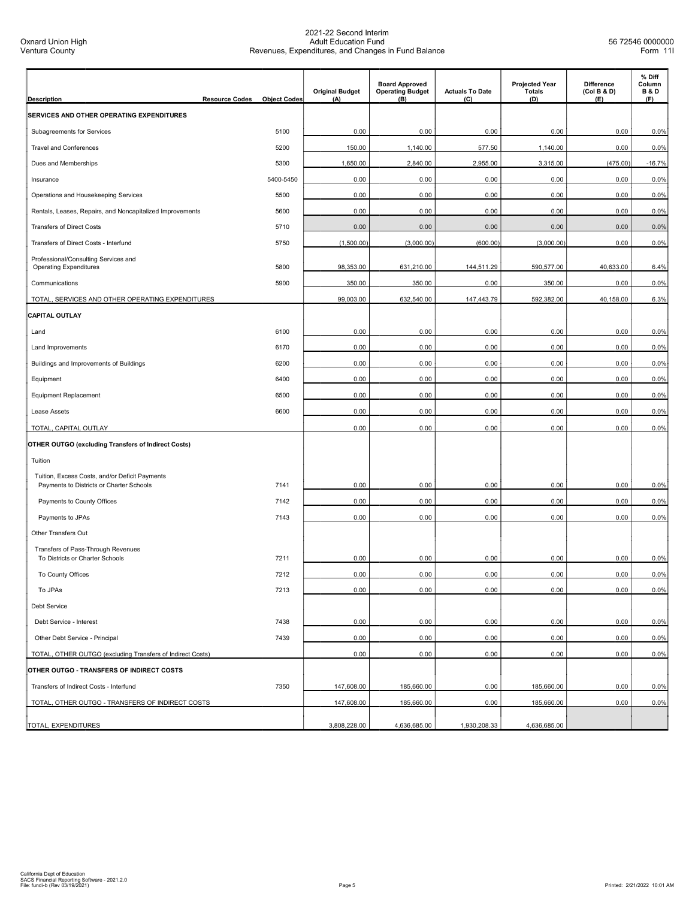Oxnard Union High
Ventura County

2021-22 Second Interim
Adult Education Fund
Revenues, Expenditures, and Changes in Fund Balance

56 72546 0000000
Form 11I

| Description | Resource Codes | Object Codes | Original Budget (A) | Board Approved Operating Budget (B) | Actuals To Date (C) | Projected Year Totals (D) | Difference (Col B & D) (E) | % Diff Column B & D (F) |
|---|---|---|---|---|---|---|---|---|
| **SERVICES AND OTHER OPERATING EXPENDITURES** | | | | | | | | |
| Subagreements for Services | | 5100 | 0.00 | 0.00 | 0.00 | 0.00 | 0.00 | 0.0% |
| Travel and Conferences | | 5200 | 150.00 | 1,140.00 | 577.50 | 1,140.00 | 0.00 | 0.0% |
| Dues and Memberships | | 5300 | 1,650.00 | 2,840.00 | 2,955.00 | 3,315.00 | (475.00) | -16.7% |
| Insurance | | 5400-5450 | 0.00 | 0.00 | 0.00 | 0.00 | 0.00 | 0.0% |
| Operations and Housekeeping Services | | 5500 | 0.00 | 0.00 | 0.00 | 0.00 | 0.00 | 0.0% |
| Rentals, Leases, Repairs, and Noncapitalized Improvements | | 5600 | 0.00 | 0.00 | 0.00 | 0.00 | 0.00 | 0.0% |
| Transfers of Direct Costs | | 5710 | 0.00 | 0.00 | 0.00 | 0.00 | 0.00 | 0.0% |
| Transfers of Direct Costs - Interfund | | 5750 | (1,500.00) | (3,000.00) | (600.00) | (3,000.00) | 0.00 | 0.0% |
| Professional/Consulting Services and Operating Expenditures | | 5800 | 98,353.00 | 631,210.00 | 144,511.29 | 590,577.00 | 40,633.00 | 6.4% |
| Communications | | 5900 | 350.00 | 350.00 | 0.00 | 350.00 | 0.00 | 0.0% |
| TOTAL, SERVICES AND OTHER OPERATING EXPENDITURES | | | 99,003.00 | 632,540.00 | 147,443.79 | 592,382.00 | 40,158.00 | 6.3% |
| **CAPITAL OUTLAY** | | | | | | | | |
| Land | | 6100 | 0.00 | 0.00 | 0.00 | 0.00 | 0.00 | 0.0% |
| Land Improvements | | 6170 | 0.00 | 0.00 | 0.00 | 0.00 | 0.00 | 0.0% |
| Buildings and Improvements of Buildings | | 6200 | 0.00 | 0.00 | 0.00 | 0.00 | 0.00 | 0.0% |
| Equipment | | 6400 | 0.00 | 0.00 | 0.00 | 0.00 | 0.00 | 0.0% |
| Equipment Replacement | | 6500 | 0.00 | 0.00 | 0.00 | 0.00 | 0.00 | 0.0% |
| Lease Assets | | 6600 | 0.00 | 0.00 | 0.00 | 0.00 | 0.00 | 0.0% |
| TOTAL, CAPITAL OUTLAY | | | 0.00 | 0.00 | 0.00 | 0.00 | 0.00 | 0.0% |
| **OTHER OUTGO (excluding Transfers of Indirect Costs)** | | | | | | | | |
| Tuition | | | | | | | | |
| Tuition, Excess Costs, and/or Deficit Payments Payments to Districts or Charter Schools | | 7141 | 0.00 | 0.00 | 0.00 | 0.00 | 0.00 | 0.0% |
| Payments to County Offices | | 7142 | 0.00 | 0.00 | 0.00 | 0.00 | 0.00 | 0.0% |
| Payments to JPAs | | 7143 | 0.00 | 0.00 | 0.00 | 0.00 | 0.00 | 0.0% |
| Other Transfers Out | | | | | | | | |
| Transfers of Pass-Through Revenues To Districts or Charter Schools | | 7211 | 0.00 | 0.00 | 0.00 | 0.00 | 0.00 | 0.0% |
| To County Offices | | 7212 | 0.00 | 0.00 | 0.00 | 0.00 | 0.00 | 0.0% |
| To JPAs | | 7213 | 0.00 | 0.00 | 0.00 | 0.00 | 0.00 | 0.0% |
| Debt Service | | | | | | | | |
| Debt Service - Interest | | 7438 | 0.00 | 0.00 | 0.00 | 0.00 | 0.00 | 0.0% |
| Other Debt Service - Principal | | 7439 | 0.00 | 0.00 | 0.00 | 0.00 | 0.00 | 0.0% |
| TOTAL, OTHER OUTGO (excluding Transfers of Indirect Costs) | | | 0.00 | 0.00 | 0.00 | 0.00 | 0.00 | 0.0% |
| **OTHER OUTGO - TRANSFERS OF INDIRECT COSTS** | | | | | | | | |
| Transfers of Indirect Costs - Interfund | | 7350 | 147,608.00 | 185,660.00 | 0.00 | 185,660.00 | 0.00 | 0.0% |
| TOTAL, OTHER OUTGO - TRANSFERS OF INDIRECT COSTS | | | 147,608.00 | 185,660.00 | 0.00 | 185,660.00 | 0.00 | 0.0% |
| TOTAL, EXPENDITURES | | | 3,808,228.00 | 4,636,685.00 | 1,930,208.33 | 4,636,685.00 | | |

California Dept of Education
SACS Financial Reporting Software - 2021.2.0
File: fundi-b (Rev 03/19/2021)

Printed: 2/21/2022 10:01 AM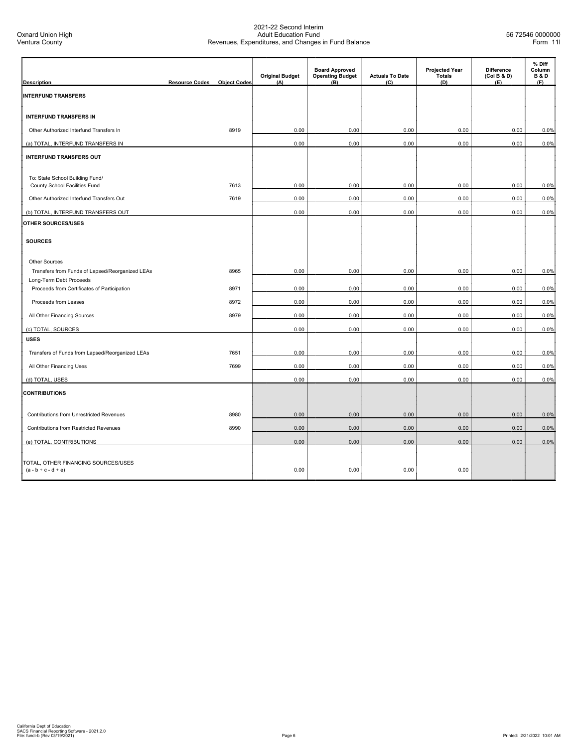Oxnard Union High
Ventura County

# 2021-22 Second Interim
## Adult Education Fund
## Revenues, Expenditures, and Changes in Fund Balance

56 72546 0000000
Form 11I

| Description | Resource Codes | Object Codes | Original Budget (A) | Board Approved Operating Budget (B) | Actuals To Date (C) | Projected Year Totals (D) | Difference (Col B & D) (E) | % Diff Column B & D (F) |
|---|---|---|---|---|---|---|---|---|
| **INTERFUND TRANSFERS** | | | | | | | | |
| **INTERFUND TRANSFERS IN** | | | | | | | | |
| Other Authorized Interfund Transfers In | | 8919 | 0.00 | 0.00 | 0.00 | 0.00 | 0.00 | 0.0% |
| (a) TOTAL, INTERFUND TRANSFERS IN | | | 0.00 | 0.00 | 0.00 | 0.00 | 0.00 | 0.0% |
| **INTERFUND TRANSFERS OUT** | | | | | | | | |
| To: State School Building Fund/ County School Facilities Fund | | 7613 | 0.00 | 0.00 | 0.00 | 0.00 | 0.00 | 0.0% |
| Other Authorized Interfund Transfers Out | | 7619 | 0.00 | 0.00 | 0.00 | 0.00 | 0.00 | 0.0% |
| (b) TOTAL, INTERFUND TRANSFERS OUT | | | 0.00 | 0.00 | 0.00 | 0.00 | 0.00 | 0.0% |
| **OTHER SOURCES/USES** | | | | | | | | |
| **SOURCES** | | | | | | | | |
| Other Sources | | | | | | | | |
| Transfers from Funds of Lapsed/Reorganized LEAs | | 8965 | 0.00 | 0.00 | 0.00 | 0.00 | 0.00 | 0.0% |
| Long-Term Debt Proceeds | | | | | | | | |
| Proceeds from Certificates of Participation | | 8971 | 0.00 | 0.00 | 0.00 | 0.00 | 0.00 | 0.0% |
| Proceeds from Leases | | 8972 | 0.00 | 0.00 | 0.00 | 0.00 | 0.00 | 0.0% |
| All Other Financing Sources | | 8979 | 0.00 | 0.00 | 0.00 | 0.00 | 0.00 | 0.0% |
| (c) TOTAL, SOURCES | | | 0.00 | 0.00 | 0.00 | 0.00 | 0.00 | 0.0% |
| **USES** | | | | | | | | |
| Transfers of Funds from Lapsed/Reorganized LEAs | | 7651 | 0.00 | 0.00 | 0.00 | 0.00 | 0.00 | 0.0% |
| All Other Financing Uses | | 7699 | 0.00 | 0.00 | 0.00 | 0.00 | 0.00 | 0.0% |
| (d) TOTAL, USES | | | 0.00 | 0.00 | 0.00 | 0.00 | 0.00 | 0.0% |
| **CONTRIBUTIONS** | | | | | | | | |
| Contributions from Unrestricted Revenues | | 8980 | 0.00 | 0.00 | 0.00 | 0.00 | 0.00 | 0.0% |
| Contributions from Restricted Revenues | | 8990 | 0.00 | 0.00 | 0.00 | 0.00 | 0.00 | 0.0% |
| (e) TOTAL, CONTRIBUTIONS | | | 0.00 | 0.00 | 0.00 | 0.00 | 0.00 | 0.0% |
| TOTAL, OTHER FINANCING SOURCES/USES (a - b + c - d + e) | | | 0.00 | 0.00 | 0.00 | 0.00 | | |

California Dept of Education
SACS Financial Reporting Software - 2021.2.0
File: fundi-b (Rev 03/19/2021)

Printed: 2/21/2022 10:01 AM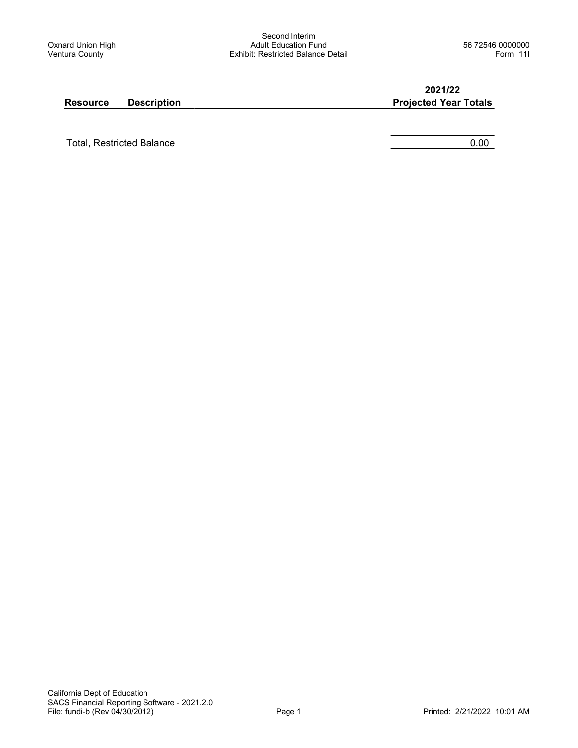Oxnard Union High
Ventura County

Second Interim
Adult Education Fund
Exhibit: Restricted Balance Detail

56 72546 0000000
Form 11I

| Resource | Description | 2021/22 Projected Year Totals |
|---|---|---|
| | Total, Restricted Balance | 0.00 |

California Dept of Education
SACS Financial Reporting Software - 2021.2.0
File: fundi-b (Rev 04/30/2012)

Printed: 2/21/2022 10:01 AM